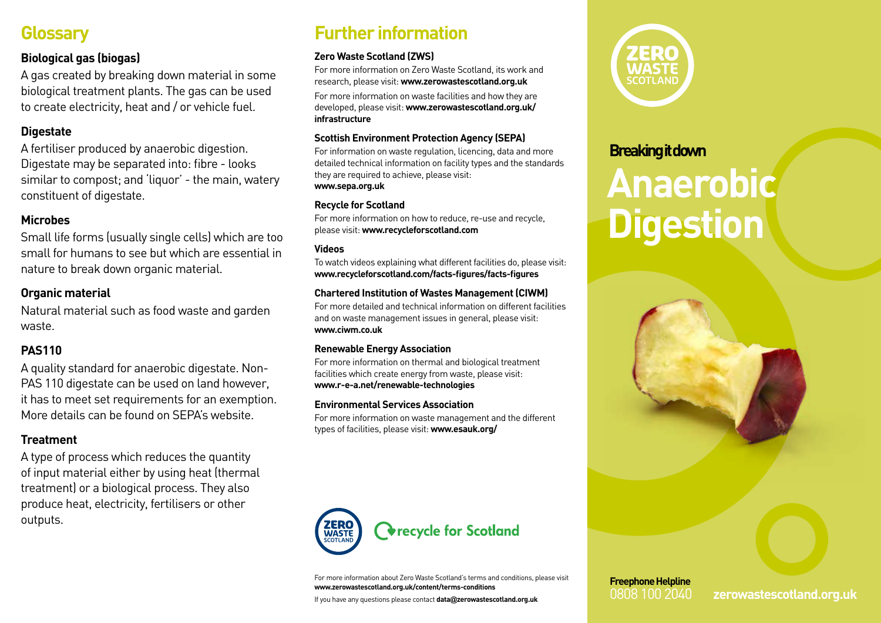# Glossary

### Biological gas (biogas)

A gas created by breaking down material in some biological treatment plants. The gas can be used to create electricity, heat and / or vehicle fuel.

### Digestate

A fertiliser produced by anaerobic digestion. Digestate may be separated into: fibre - looks similar to compost; and 'liquor' - the main, watery constituent of digestate.

### Microbes

Small life forms (usually single cells) which are too small for humans to see but which are essential in nature to break down organic material.

### Organic material

Natural material such as food waste and garden waste.

### PAS110

A quality standard for anaerobic digestate. Non-PAS 110 digestate can be used on land however, it has to meet set requirements for an exemption. More details can be found on SEPA's website.

### Treatment

A type of process which reduces the quantity of input material either by using heat (thermal treatment) or a biological process. They also produce heat, electricity, fertilisers or other outputs.

# Further information

**Zero Waste Scotland (ZWS)**

For more information on Zero Waste Scotland, its work and research, please visit: **www.zerowastescotland.org.uk**

For more information on waste facilities and how they are developed, please visit: **www.zerowastescotland.org.uk/infrastructure**

**Scottish Environment Protection Agency (SEPA)**

For information on waste regulation, licencing, data and more detailed technical information on facility types and the standards they are required to achieve, please visit: **www.sepa.org.uk**

**Recycle for Scotland**

For more information on how to reduce, re-use and recycle, please visit: **www.recycleforscotland.com**

**Videos**

To watch videos explaining what different facilities do, please visit: **www.recycleforscotland.com/facts-figures/facts-figures**

**Chartered Institution of Wastes Management (CIWM)**

For more detailed and technical information on different facilities and on waste management issues in general, please visit: **www.ciwm.co.uk**

**Renewable Energy Association**

For more information on thermal and biological treatment facilities which create energy from waste, please visit: **www.r-e-a.net/renewable-technologies**

**Environmental Services Association**

For more information on waste management and the different types of facilities, please visit: **www.esauk.org/**

ZERO WASTE SCOTLAND | recycle for Scotland

For more information about Zero Waste Scotland's terms and conditions, please visit **www.zerowastescotland.org.uk/content/terms-conditions**

If you have any questions please contact **data@zerowastescotland.org.uk**

ZERO WASTE SCOTLAND

**Breaking it down**

# Anaerobic Digestion

**Freephone Helpline**
0808 100 2040

**zerowastescotland.org.uk**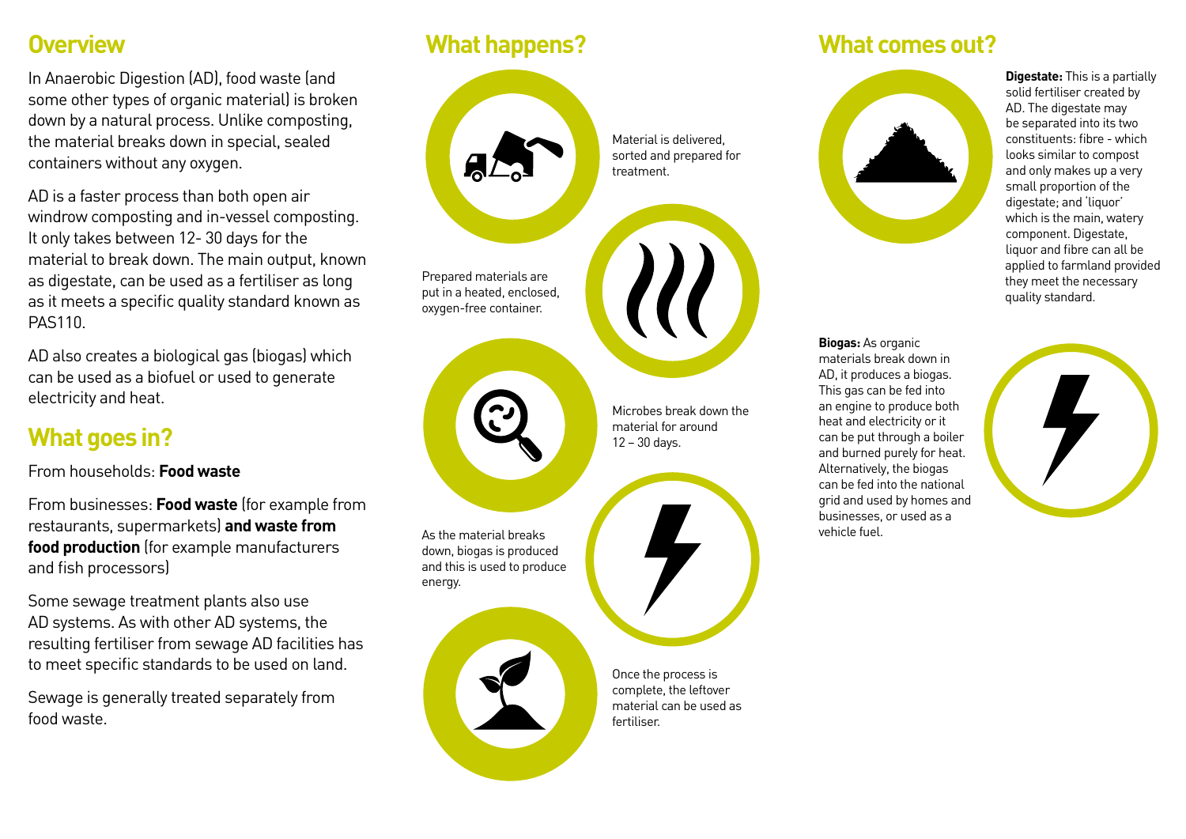## Overview

In Anaerobic Digestion (AD), food waste (and some other types of organic material) is broken down by a natural process. Unlike composting, the material breaks down in special, sealed containers without any oxygen.

AD is a faster process than both open air windrow composting and in-vessel composting. It only takes between 12- 30 days for the material to break down. The main output, known as digestate, can be used as a fertiliser as long as it meets a specific quality standard known as PAS110.

AD also creates a biological gas (biogas) which can be used as a biofuel or used to generate electricity and heat.

## What goes in?

From households: **Food waste**

From businesses: **Food waste** (for example from restaurants, supermarkets) **and waste from food production** (for example manufacturers and fish processors)

Some sewage treatment plants also use AD systems. As with other AD systems, the resulting fertiliser from sewage AD facilities has to meet specific standards to be used on land.

Sewage is generally treated separately from food waste.

## What happens?

Material is delivered, sorted and prepared for treatment.

Prepared materials are put in a heated, enclosed, oxygen-free container.

Microbes break down the material for around 12 – 30 days.

As the material breaks down, biogas is produced and this is used to produce energy.

Once the process is complete, the leftover material can be used as fertiliser.

## What comes out?

**Digestate:** This is a partially solid fertiliser created by AD. The digestate may be separated into its two constituents: fibre - which looks similar to compost and only makes up a very small proportion of the digestate; and 'liquor' which is the main, watery component. Digestate, liquor and fibre can all be applied to farmland provided they meet the necessary quality standard.

**Biogas:** As organic materials break down in AD, it produces a biogas. This gas can be fed into an engine to produce both heat and electricity or it can be put through a boiler and burned purely for heat. Alternatively, the biogas can be fed into the national grid and used by homes and businesses, or used as a vehicle fuel.